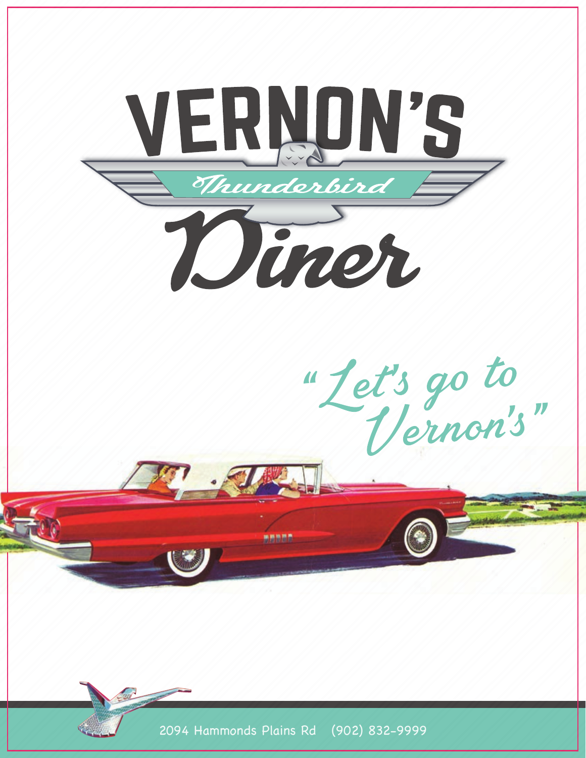# VERNON'S

*Thunderbird*

# Diner

*"Let's go to Vernon's"*

2094 Hammonds Plains Rd (902) 832-9999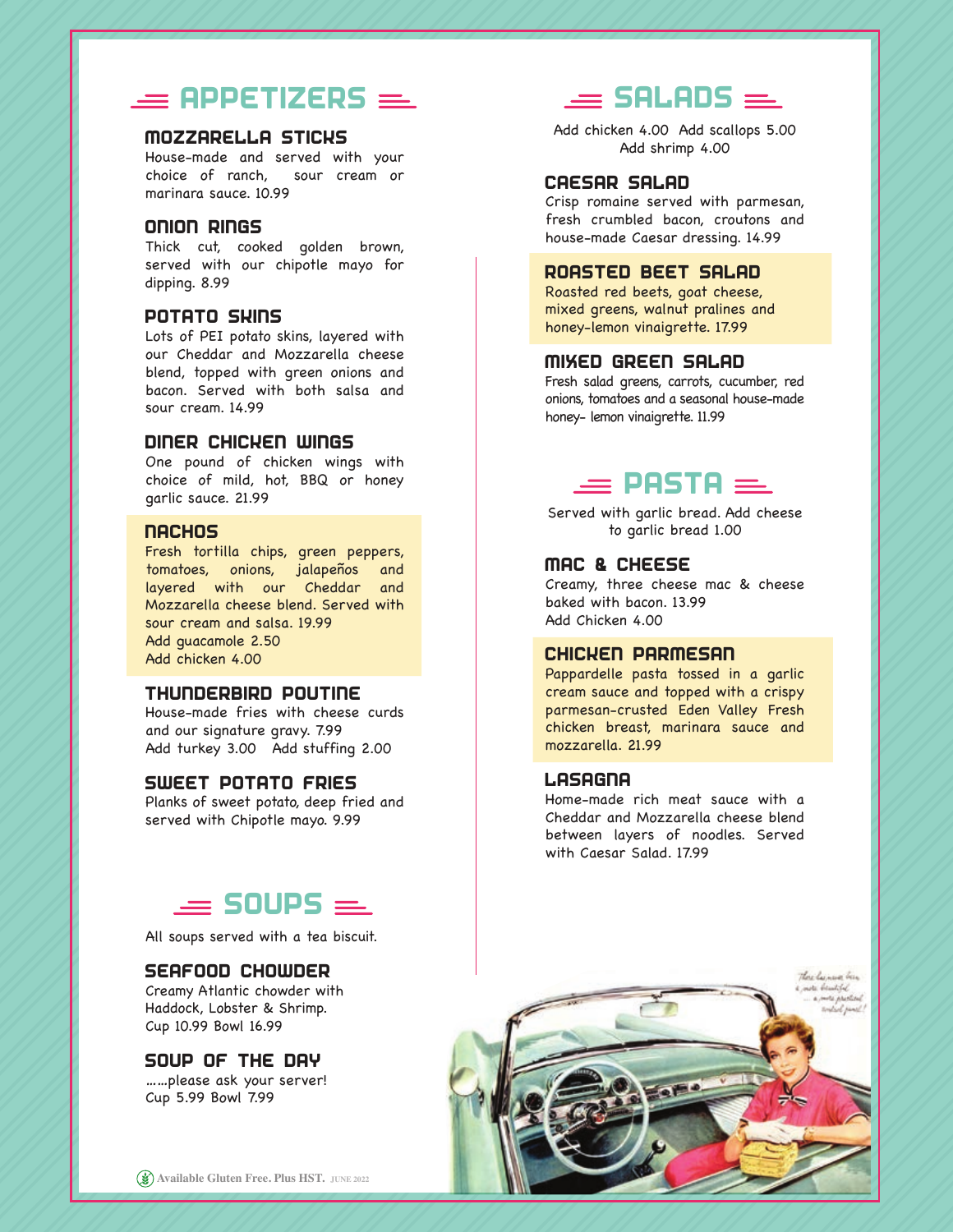# APPETIZERS

### MOZZARELLA STICKS
House-made and served with your choice of ranch, sour cream or marinara sauce. 10.99

### ONION RINGS
Thick cut, cooked golden brown, served with our chipotle mayo for dipping. 8.99

### POTATO SKINS
Lots of PEI potato skins, layered with our Cheddar and Mozzarella cheese blend, topped with green onions and bacon. Served with both salsa and sour cream. 14.99

### DINER CHICKEN WINGS
One pound of chicken wings with choice of mild, hot, BBQ or honey garlic sauce. 21.99

### NACHOS
Fresh tortilla chips, green peppers, tomatoes, onions, jalapeños and layered with our Cheddar and Mozzarella cheese blend. Served with sour cream and salsa. 19.99
Add guacamole 2.50
Add chicken 4.00

### THUNDERBIRD POUTINE
House-made fries with cheese curds and our signature gravy. 7.99
Add turkey 3.00 Add stuffing 2.00

### SWEET POTATO FRIES
Planks of sweet potato, deep fried and served with Chipotle mayo. 9.99

# SOUPS

All soups served with a tea biscuit.

### SEAFOOD CHOWDER
Creamy Atlantic chowder with Haddock, Lobster & Shrimp.
Cup 10.99 Bowl 16.99

### SOUP OF THE DAY
……please ask your server!
Cup 5.99 Bowl 7.99

# SALADS

Add chicken 4.00 Add scallops 5.00
Add shrimp 4.00

### CAESAR SALAD
Crisp romaine served with parmesan, fresh crumbled bacon, croutons and house-made Caesar dressing. 14.99

### ROASTED BEET SALAD
Roasted red beets, goat cheese, mixed greens, walnut pralines and honey-lemon vinaigrette. 17.99

### MIXED GREEN SALAD
Fresh salad greens, carrots, cucumber, red onions, tomatoes and a seasonal house-made honey- lemon vinaigrette. 11.99

# PASTA

Served with garlic bread. Add cheese to garlic bread 1.00

### MAC & CHEESE
Creamy, three cheese mac & cheese baked with bacon. 13.99
Add Chicken 4.00

### CHICKEN PARMESAN
Pappardelle pasta tossed in a garlic cream sauce and topped with a crispy parmesan-crusted Eden Valley Fresh chicken breast, marinara sauce and mozzarella. 21.99

### LASAGNA
Home-made rich meat sauce with a Cheddar and Mozzarella cheese blend between layers of noodles. Served with Caesar Salad. 17.99

Available Gluten Free. Plus HST. JUNE 2022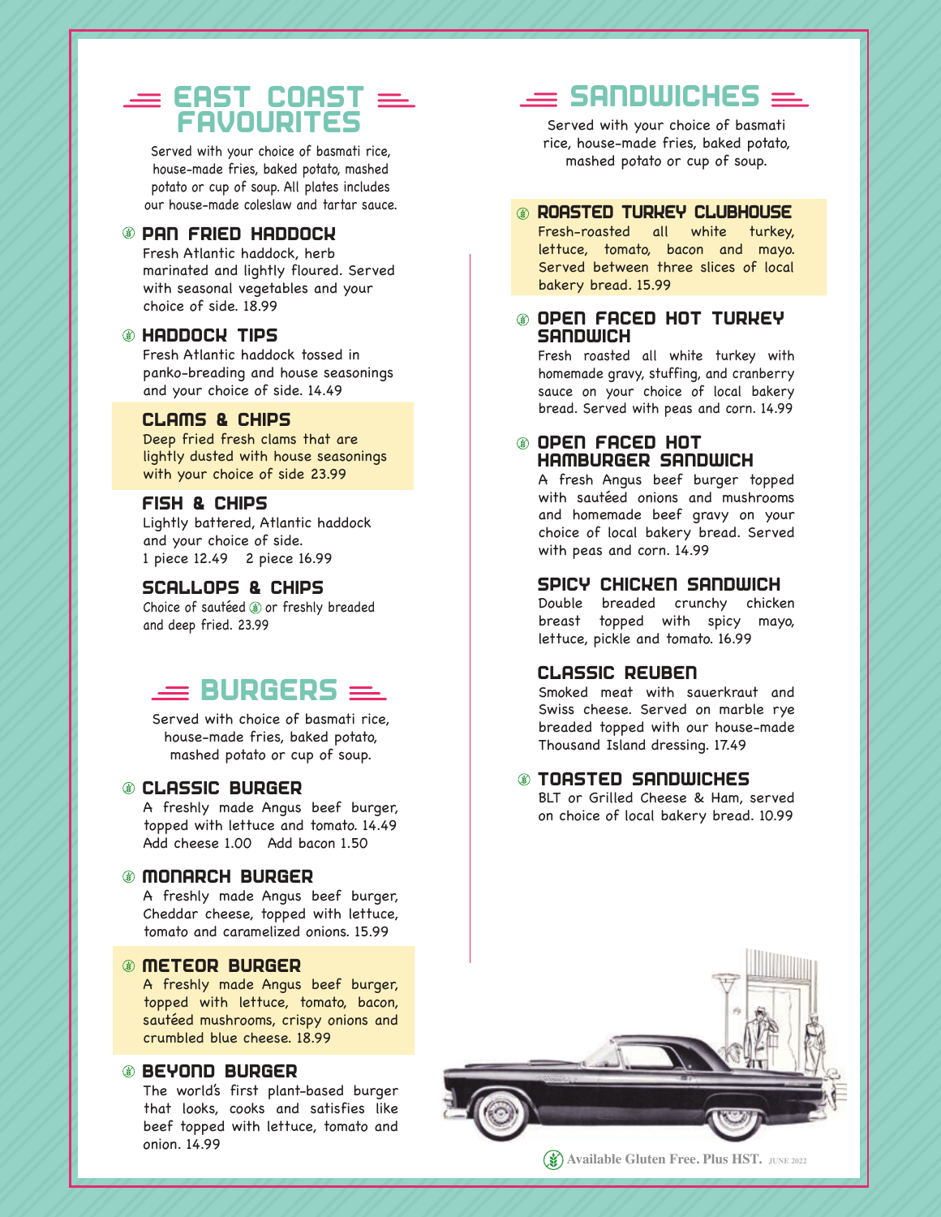## EAST COAST FAVOURITES

Served with your choice of basmati rice, house-made fries, baked potato, mashed potato or cup of soup. All plates includes our house-made coleslaw and tartar sauce.

### PAN FRIED HADDOCK
Fresh Atlantic haddock, herb marinated and lightly floured. Served with seasonal vegetables and your choice of side. 18.99

### HADDOCK TIPS
Fresh Atlantic haddock tossed in panko-breading and house seasonings and your choice of side. 14.49

### CLAMS & CHIPS
Deep fried fresh clams that are lightly dusted with house seasonings with your choice of side 23.99

### FISH & CHIPS
Lightly battered, Atlantic haddock and your choice of side.
1 piece 12.49 2 piece 16.99

### SCALLOPS & CHIPS
Choice of sautéed or freshly breaded and deep fried. 23.99

## BURGERS

Served with choice of basmati rice, house-made fries, baked potato, mashed potato or cup of soup.

### CLASSIC BURGER
A freshly made Angus beef burger, topped with lettuce and tomato. 14.49
Add cheese 1.00 Add bacon 1.50

### MONARCH BURGER
A freshly made Angus beef burger, Cheddar cheese, topped with lettuce, tomato and caramelized onions. 15.99

### METEOR BURGER
A freshly made Angus beef burger, topped with lettuce, tomato, bacon, sautéed mushrooms, crispy onions and crumbled blue cheese. 18.99

### BEYOND BURGER
The world's first plant-based burger that looks, cooks and satisfies like beef topped with lettuce, tomato and onion. 14.99

## SANDWICHES

Served with your choice of basmati rice, house-made fries, baked potato, mashed potato or cup of soup.

### ROASTED TURKEY CLUBHOUSE
Fresh-roasted all white turkey, lettuce, tomato, bacon and mayo. Served between three slices of local bakery bread. 15.99

### OPEN FACED HOT TURKEY SANDWICH
Fresh roasted all white turkey with homemade gravy, stuffing, and cranberry sauce on your choice of local bakery bread. Served with peas and corn. 14.99

### OPEN FACED HOT HAMBURGER SANDWICH
A fresh Angus beef burger topped with sautéed onions and mushrooms and homemade beef gravy on your choice of local bakery bread. Served with peas and corn. 14.99

### SPICY CHICKEN SANDWICH
Double breaded crunchy chicken breast topped with spicy mayo, lettuce, pickle and tomato. 16.99

### CLASSIC REUBEN
Smoked meat with sauerkraut and Swiss cheese. Served on marble rye breaded topped with our house-made Thousand Island dressing. 17.49

### TOASTED SANDWICHES
BLT or Grilled Cheese & Ham, served on choice of local bakery bread. 10.99

Available Gluten Free. Plus HST. JUNE 2022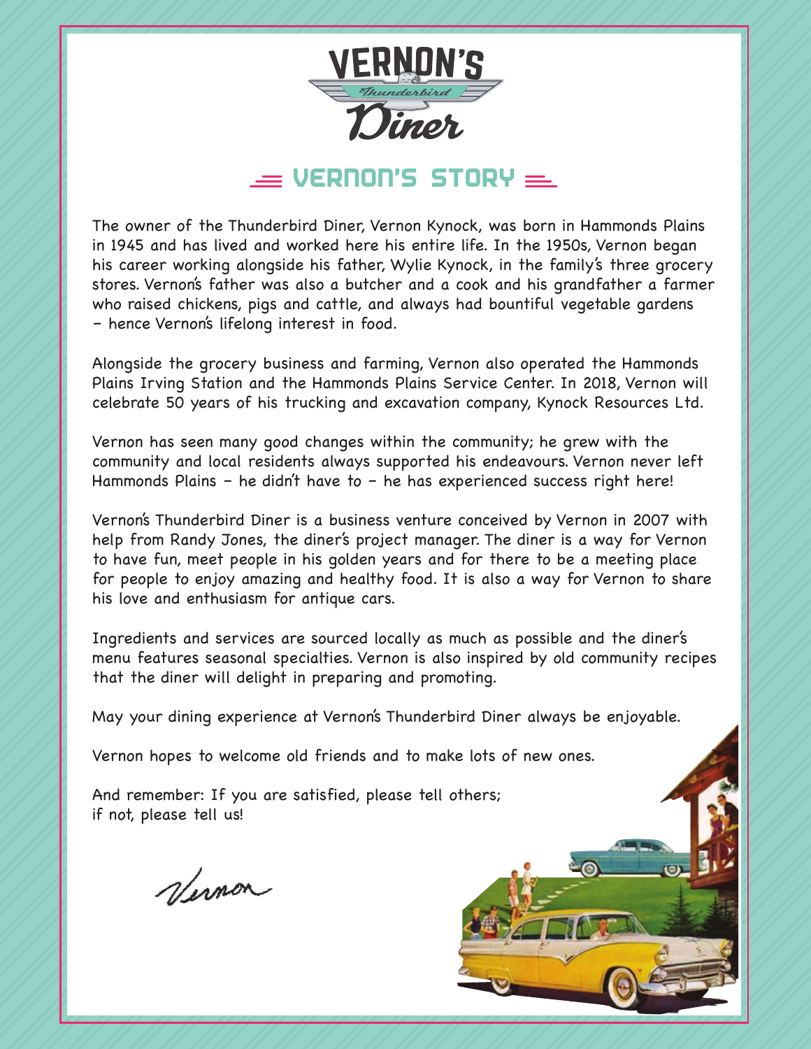# VERNON'S Thunderbird Diner

## VERNON'S STORY

The owner of the Thunderbird Diner, Vernon Kynock, was born in Hammonds Plains in 1945 and has lived and worked here his entire life. In the 1950s, Vernon began his career working alongside his father, Wylie Kynock, in the family's three grocery stores. Vernon's father was also a butcher and a cook and his grandfather a farmer who raised chickens, pigs and cattle, and always had bountiful vegetable gardens – hence Vernon's lifelong interest in food.

Alongside the grocery business and farming, Vernon also operated the Hammonds Plains Irving Station and the Hammonds Plains Service Center. In 2018, Vernon will celebrate 50 years of his trucking and excavation company, Kynock Resources Ltd.

Vernon has seen many good changes within the community; he grew with the community and local residents always supported his endeavours. Vernon never left Hammonds Plains – he didn't have to – he has experienced success right here!

Vernon's Thunderbird Diner is a business venture conceived by Vernon in 2007 with help from Randy Jones, the diner's project manager. The diner is a way for Vernon to have fun, meet people in his golden years and for there to be a meeting place for people to enjoy amazing and healthy food. It is also a way for Vernon to share his love and enthusiasm for antique cars.

Ingredients and services are sourced locally as much as possible and the diner's menu features seasonal specialties. Vernon is also inspired by old community recipes that the diner will delight in preparing and promoting.

May your dining experience at Vernon's Thunderbird Diner always be enjoyable.

Vernon hopes to welcome old friends and to make lots of new ones.

And remember: If you are satisfied, please tell others;
if not, please tell us!

*Vernon*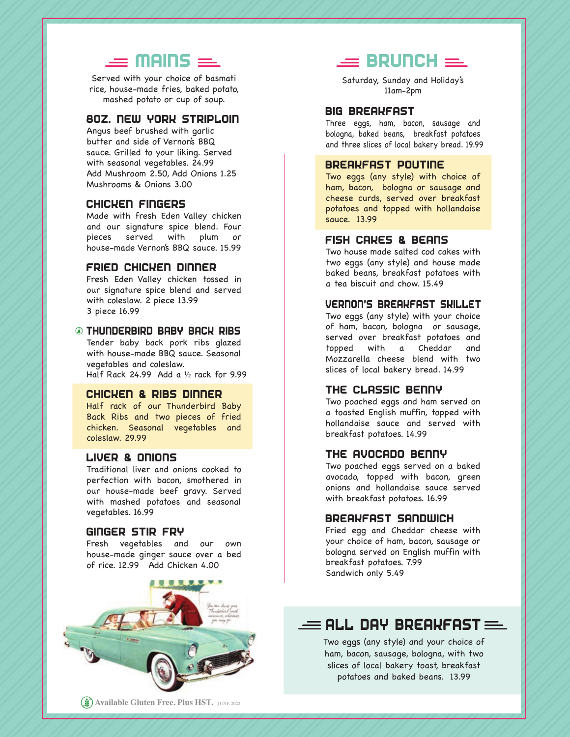## MAINS

Served with your choice of basmati rice, house-made fries, baked potato, mashed potato or cup of soup.

### 8OZ. NEW YORK STRIPLOIN

Angus beef brushed with garlic butter and side of Vernon's BBQ sauce. Grilled to your liking. Served with seasonal vegetables. 24.99
Add Mushroom 2.50, Add Onions 1.25
Mushrooms & Onions 3.00

### CHICKEN FINGERS

Made with fresh Eden Valley chicken and our signature spice blend. Four pieces served with plum or house-made Vernon's BBQ sauce. 15.99

### FRIED CHICKEN DINNER

Fresh Eden Valley chicken tossed in our signature spice blend and served with coleslaw. 2 piece 13.99
3 piece 16.99

### THUNDERBIRD BABY BACK RIBS

Tender baby back pork ribs glazed with house-made BBQ sauce. Seasonal vegetables and coleslaw.
Half Rack 24.99 Add a ½ rack for 9.99

### CHICKEN & RIBS DINNER

Half rack of our Thunderbird Baby Back Ribs and two pieces of fried chicken. Seasonal vegetables and coleslaw. 29.99

### LIVER & ONIONS

Traditional liver and onions cooked to perfection with bacon, smothered in our house-made beef gravy. Served with mashed potatoes and seasonal vegetables. 16.99

### GINGER STIR FRY

Fresh vegetables and our own house-made ginger sauce over a bed of rice. 12.99 Add Chicken 4.00

Available Gluten Free. Plus HST. JUNE 2022

## BRUNCH

Saturday, Sunday and Holiday's
11am-2pm

### BIG BREAKFAST

Three eggs, ham, bacon, sausage and bologna, baked beans, breakfast potatoes and three slices of local bakery bread. 19.99

### BREAKFAST POUTINE

Two eggs (any style) with choice of ham, bacon, bologna or sausage and cheese curds, served over breakfast potatoes and topped with hollandaise sauce. 13.99

### FISH CAKES & BEANS

Two house made salted cod cakes with two eggs (any style) and house made baked beans, breakfast potatoes with a tea biscuit and chow. 15.49

### VERNON'S BREAKFAST SKILLET

Two eggs (any style) with your choice of ham, bacon, bologna or sausage, served over breakfast potatoes and topped with a Cheddar and Mozzarella cheese blend with two slices of local bakery bread. 14.99

### THE CLASSIC BENNY

Two poached eggs and ham served on a toasted English muffin, topped with hollandaise sauce and served with breakfast potatoes. 14.99

### THE AVOCADO BENNY

Two poached eggs served on a baked avocado, topped with bacon, green onions and hollandaise sauce served with breakfast potatoes. 16.99

### BREAKFAST SANDWICH

Fried egg and Cheddar cheese with your choice of ham, bacon, sausage or bologna served on English muffin with breakfast potatoes. 7.99
Sandwich only 5.49

## ALL DAY BREAKFAST

Two eggs (any style) and your choice of ham, bacon, sausage, bologna, with two slices of local bakery toast, breakfast potatoes and baked beans. 13.99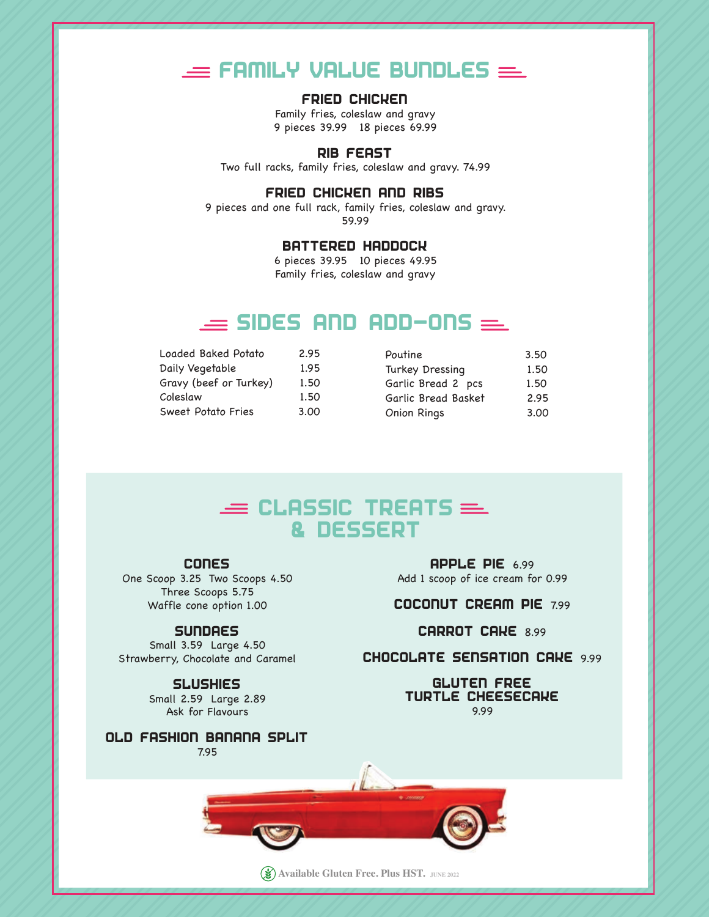# FAMILY VALUE BUNDLES

### FRIED CHICKEN

Family fries, coleslaw and gravy
9 pieces 39.99   18 pieces 69.99

### RIB FEAST

Two full racks, family fries, coleslaw and gravy. 74.99

### FRIED CHICKEN AND RIBS

9 pieces and one full rack, family fries, coleslaw and gravy.
59.99

### BATTERED HADDOCK

6 pieces 39.95   10 pieces 49.95
Family fries, coleslaw and gravy

# SIDES AND ADD-ONS

| | | | |
|---|---|---|---|
| Loaded Baked Potato | 2.95 | Poutine | 3.50 |
| Daily Vegetable | 1.95 | Turkey Dressing | 1.50 |
| Gravy (beef or Turkey) | 1.50 | Garlic Bread 2 pcs | 1.50 |
| Coleslaw | 1.50 | Garlic Bread Basket | 2.95 |
| Sweet Potato Fries | 3.00 | Onion Rings | 3.00 |

# CLASSIC TREATS & DESSERT

### CONES

One Scoop 3.25  Two Scoops 4.50
Three Scoops 5.75
Waffle cone option 1.00

### SUNDAES

Small 3.59  Large 4.50
Strawberry, Chocolate and Caramel

### SLUSHIES

Small 2.59  Large 2.89
Ask for Flavours

### OLD FASHION BANANA SPLIT

7.95

### APPLE PIE 6.99

Add 1 scoop of ice cream for 0.99

### COCONUT CREAM PIE 7.99

### CARROT CAKE 8.99

### CHOCOLATE SENSATION CAKE 9.99

### GLUTEN FREE TURTLE CHEESECAKE

9.99

Available Gluten Free. Plus HST. JUNE 2022